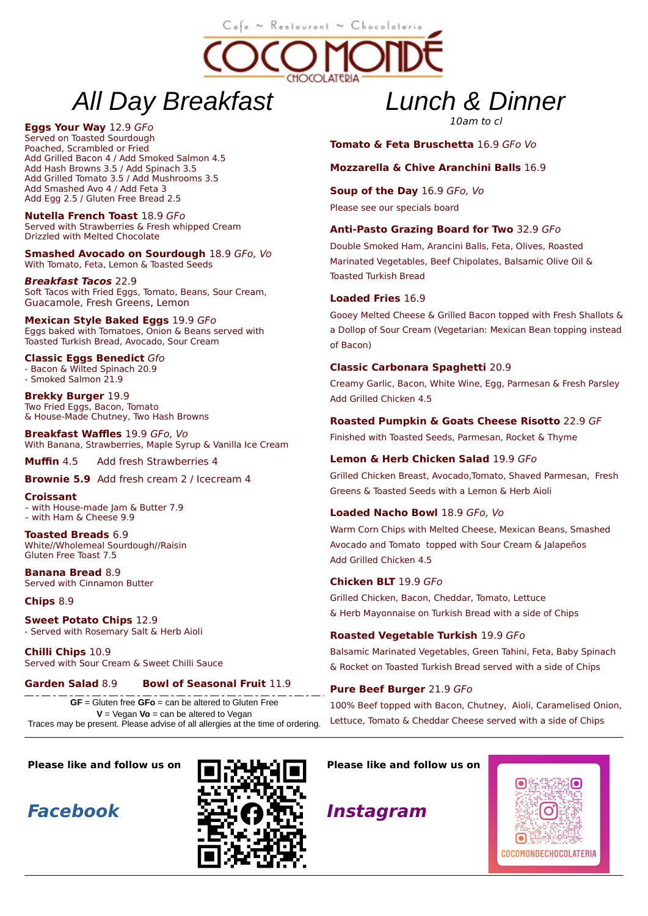Cafe ~ Restaurant ~ Chocolateria

# COCO MONDÉ

CHOCOLATERIA

## All Day Breakfast

**Eggs Your Way** 12.9 *GFo*
Served on Toasted Sourdough
Poached, Scrambled or Fried
Add Grilled Bacon 4 / Add Smoked Salmon 4.5
Add Hash Browns 3.5 / Add Spinach 3.5
Add Grilled Tomato 3.5 / Add Mushrooms 3.5
Add Smashed Avo 4 / Add Feta 3
Add Egg 2.5 / Gluten Free Bread 2.5

**Nutella French Toast** 18.9 *GFo*
Served with Strawberries & Fresh whipped Cream
Drizzled with Melted Chocolate

**Smashed Avocado on Sourdough** 18.9 *GFo, Vo*
With Tomato, Feta, Lemon & Toasted Seeds

***Breakfast Tacos*** 22.9
Soft Tacos with Fried Eggs, Tomato, Beans, Sour Cream, Guacamole, Fresh Greens, Lemon

**Mexican Style Baked Eggs** 19.9 *GFo*
Eggs baked with Tomatoes, Onion & Beans served with Toasted Turkish Bread, Avocado, Sour Cream

**Classic Eggs Benedict** *Gfo*
- Bacon & Wilted Spinach 20.9
- Smoked Salmon 21.9

**Brekky Burger** 19.9
Two Fried Eggs, Bacon, Tomato
& House-Made Chutney, Two Hash Browns

**Breakfast Waffles** 19.9 *GFo, Vo*
With Banana, Strawberries, Maple Syrup & Vanilla Ice Cream

**Muffin** 4.5 Add fresh Strawberries 4

**Brownie 5.9** Add fresh cream 2 / Icecream 4

**Croissant**
– with House-made Jam & Butter 7.9
– with Ham & Cheese 9.9

**Toasted Breads** 6.9
White//Wholemeal Sourdough//Raisin
Gluten Free Toast 7.5

**Banana Bread** 8.9
Served with Cinnamon Butter

**Chips** 8.9

**Sweet Potato Chips** 12.9
- Served with Rosemary Salt & Herb Aioli

**Chilli Chips** 10.9
Served with Sour Cream & Sweet Chilli Sauce

**Garden Salad** 8.9 **Bowl of Seasonal Fruit** 11.9

**GF** = Gluten free **GFo** = can be altered to Gluten Free
**V** = Vegan **Vo** = can be altered to Vegan
Traces may be present. Please advise of all allergies at the time of ordering.

## Lunch & Dinner

*10am to cl*

**Tomato & Feta Bruschetta** 16.9 *GFo Vo*

**Mozzarella & Chive Aranchini Balls** 16.9

**Soup of the Day** 16.9 *GFo, Vo*
Please see our specials board

**Anti-Pasto Grazing Board for Two** 32.9 *GFo*
Double Smoked Ham, Arancini Balls, Feta, Olives, Roasted Marinated Vegetables, Beef Chipolates, Balsamic Olive Oil & Toasted Turkish Bread

**Loaded Fries** 16.9
Gooey Melted Cheese & Grilled Bacon topped with Fresh Shallots & a Dollop of Sour Cream (Vegetarian: Mexican Bean topping instead of Bacon)

**Classic Carbonara Spaghetti** 20.9
Creamy Garlic, Bacon, White Wine, Egg, Parmesan & Fresh Parsley
Add Grilled Chicken 4.5

**Roasted Pumpkin & Goats Cheese Risotto** 22.9 *GF*
Finished with Toasted Seeds, Parmesan, Rocket & Thyme

**Lemon & Herb Chicken Salad** 19.9 *GFo*
Grilled Chicken Breast, Avocado,Tomato, Shaved Parmesan, Fresh Greens & Toasted Seeds with a Lemon & Herb Aioli

**Loaded Nacho Bowl** 18.9 *GFo, Vo*
Warm Corn Chips with Melted Cheese, Mexican Beans, Smashed Avocado and Tomato topped with Sour Cream & Jalapeños
Add Grilled Chicken 4.5

**Chicken BLT** 19.9 *GFo*
Grilled Chicken, Bacon, Cheddar, Tomato, Lettuce
& Herb Mayonnaise on Turkish Bread with a side of Chips

**Roasted Vegetable Turkish** 19.9 *GFo*
Balsamic Marinated Vegetables, Green Tahini, Feta, Baby Spinach & Rocket on Toasted Turkish Bread served with a side of Chips

**Pure Beef Burger** 21.9 *GFo*
100% Beef topped with Bacon, Chutney, Aioli, Caramelised Onion, Lettuce, Tomato & Cheddar Cheese served with a side of Chips

---

**Please like and follow us on**

***Facebook***

**Please like and follow us on**

***Instagram***

COCOMONDECHOCOLATERIA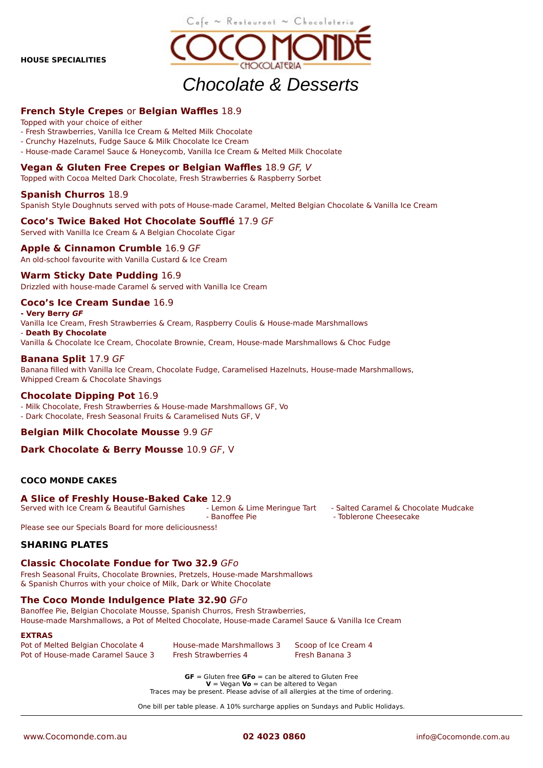HOUSE SPECIALITIES

Cafe ~ Restaurant ~ Chocolateria

COCO MONDÉ CHOCOLATERIA

# Chocolate & Desserts

### **French Style Crepes** or **Belgian Waffles** 18.9

Topped with your choice of either
- Fresh Strawberries, Vanilla Ice Cream & Melted Milk Chocolate
- Crunchy Hazelnuts, Fudge Sauce & Milk Chocolate Ice Cream
- House-made Caramel Sauce & Honeycomb, Vanilla Ice Cream & Melted Milk Chocolate

### **Vegan & Gluten Free Crepes or Belgian Waffles** 18.9 *GF, V*

Topped with Cocoa Melted Dark Chocolate, Fresh Strawberries & Raspberry Sorbet

### **Spanish Churros** 18.9

Spanish Style Doughnuts served with pots of House-made Caramel, Melted Belgian Chocolate & Vanilla Ice Cream

### **Coco's Twice Baked Hot Chocolate Soufflé** 17.9 *GF*

Served with Vanilla Ice Cream & A Belgian Chocolate Cigar

### **Apple & Cinnamon Crumble** 16.9 *GF*

An old-school favourite with Vanilla Custard & Ice Cream

### **Warm Sticky Date Pudding** 16.9

Drizzled with house-made Caramel & served with Vanilla Ice Cream

### **Coco's Ice Cream Sundae** 16.9

**- Very Berry *GF***
Vanilla Ice Cream, Fresh Strawberries & Cream, Raspberry Coulis & House-made Marshmallows
- **Death By Chocolate**
Vanilla & Chocolate Ice Cream, Chocolate Brownie, Cream, House-made Marshmallows & Choc Fudge

### **Banana Split** 17.9 *GF*

Banana filled with Vanilla Ice Cream, Chocolate Fudge, Caramelised Hazelnuts, House-made Marshmallows, Whipped Cream & Chocolate Shavings

### **Chocolate Dipping Pot** 16.9

- Milk Chocolate, Fresh Strawberries & House-made Marshmallows GF, Vo
- Dark Chocolate, Fresh Seasonal Fruits & Caramelised Nuts GF, V

### **Belgian Milk Chocolate Mousse** 9.9 *GF*

### **Dark Chocolate & Berry Mousse** 10.9 *GF*, V

## COCO MONDE CAKES

### **A Slice of Freshly House-Baked Cake** 12.9

Served with Ice Cream & Beautiful Garnishes
- Lemon & Lime Meringue Tart
- Banoffee Pie
- Salted Caramel & Chocolate Mudcake
- Toblerone Cheesecake

Please see our Specials Board for more deliciousness!

## SHARING PLATES

### **Classic Chocolate Fondue for Two 32.9** *GFo*

Fresh Seasonal Fruits, Chocolate Brownies, Pretzels, House-made Marshmallows & Spanish Churros with your choice of Milk, Dark or White Chocolate

### **The Coco Monde Indulgence Plate 32.90** *GFo*

Banoffee Pie, Belgian Chocolate Mousse, Spanish Churros, Fresh Strawberries, House-made Marshmallows, a Pot of Melted Chocolate, House-made Caramel Sauce & Vanilla Ice Cream

**EXTRAS**

Pot of Melted Belgian Chocolate 4
Pot of House-made Caramel Sauce 3
House-made Marshmallows 3
Fresh Strawberries 4
Scoop of Ice Cream 4
Fresh Banana 3

**GF** = Gluten free **GFo** = can be altered to Gluten Free
**V** = Vegan **Vo** = can be altered to Vegan
Traces may be present. Please advise of all allergies at the time of ordering.

One bill per table please. A 10% surcharge applies on Sundays and Public Holidays.

www.Cocomonde.com.au **02 4023 0860** info@Cocomonde.com.au